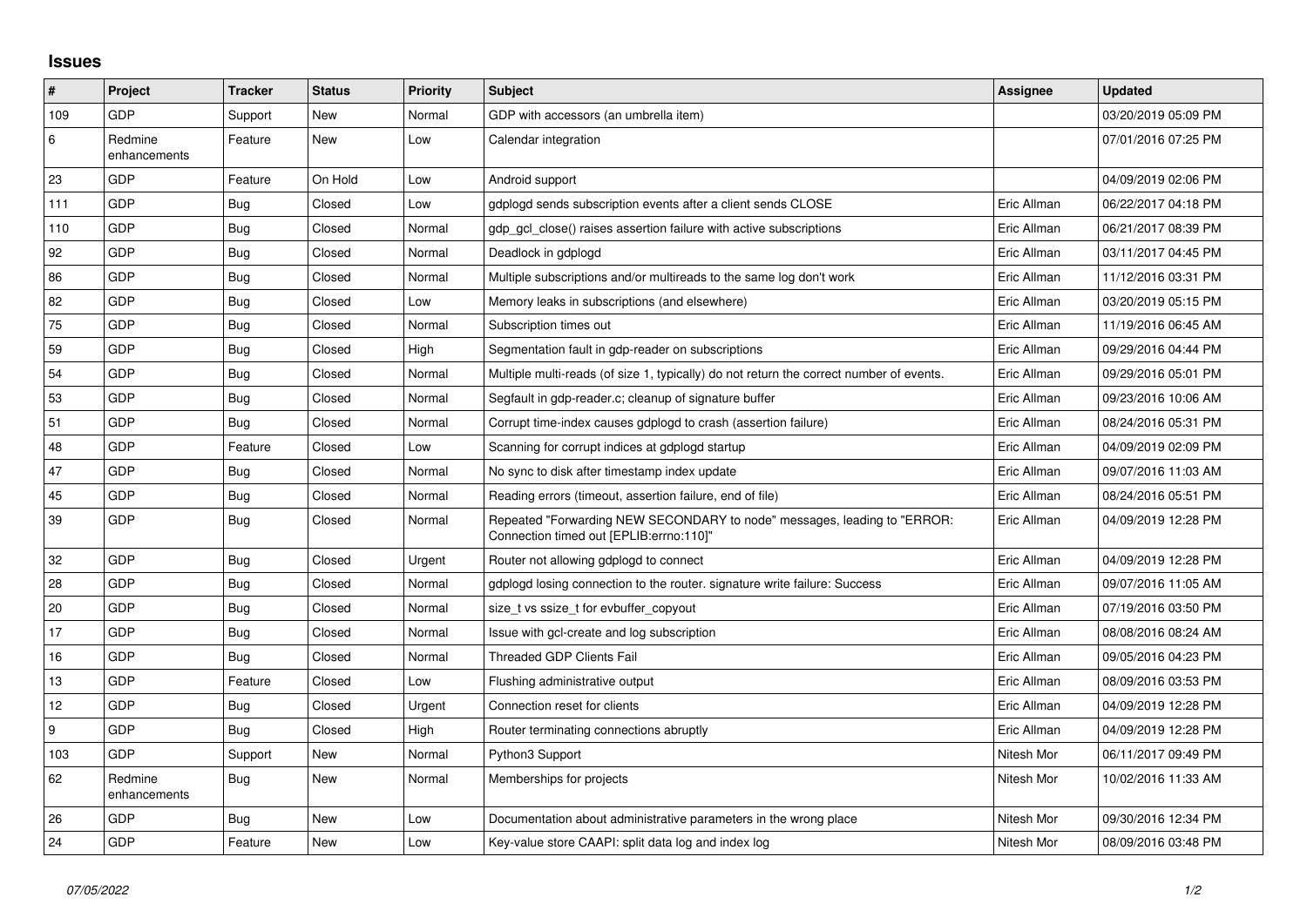## Issues

| # | Project | Tracker | Status | Priority | Subject | Assignee | Updated |
|---|---|---|---|---|---|---|---|
| 109 | GDP | Support | New | Normal | GDP with accessors (an umbrella item) | | 03/20/2019 05:09 PM |
| 6 | Redmine enhancements | Feature | New | Low | Calendar integration | | 07/01/2016 07:25 PM |
| 23 | GDP | Feature | On Hold | Low | Android support | | 04/09/2019 02:06 PM |
| 111 | GDP | Bug | Closed | Low | gdplogd sends subscription events after a client sends CLOSE | Eric Allman | 06/22/2017 04:18 PM |
| 110 | GDP | Bug | Closed | Normal | gdp_gcl_close() raises assertion failure with active subscriptions | Eric Allman | 06/21/2017 08:39 PM |
| 92 | GDP | Bug | Closed | Normal | Deadlock in gdplogd | Eric Allman | 03/11/2017 04:45 PM |
| 86 | GDP | Bug | Closed | Normal | Multiple subscriptions and/or multireads to the same log don't work | Eric Allman | 11/12/2016 03:31 PM |
| 82 | GDP | Bug | Closed | Low | Memory leaks in subscriptions (and elsewhere) | Eric Allman | 03/20/2019 05:15 PM |
| 75 | GDP | Bug | Closed | Normal | Subscription times out | Eric Allman | 11/19/2016 06:45 AM |
| 59 | GDP | Bug | Closed | High | Segmentation fault in gdp-reader on subscriptions | Eric Allman | 09/29/2016 04:44 PM |
| 54 | GDP | Bug | Closed | Normal | Multiple multi-reads (of size 1, typically) do not return the correct number of events. | Eric Allman | 09/29/2016 05:01 PM |
| 53 | GDP | Bug | Closed | Normal | Segfault in gdp-reader.c; cleanup of signature buffer | Eric Allman | 09/23/2016 10:06 AM |
| 51 | GDP | Bug | Closed | Normal | Corrupt time-index causes gdplogd to crash (assertion failure) | Eric Allman | 08/24/2016 05:31 PM |
| 48 | GDP | Feature | Closed | Low | Scanning for corrupt indices at gdplogd startup | Eric Allman | 04/09/2019 02:09 PM |
| 47 | GDP | Bug | Closed | Normal | No sync to disk after timestamp index update | Eric Allman | 09/07/2016 11:03 AM |
| 45 | GDP | Bug | Closed | Normal | Reading errors (timeout, assertion failure, end of file) | Eric Allman | 08/24/2016 05:51 PM |
| 39 | GDP | Bug | Closed | Normal | Repeated "Forwarding NEW SECONDARY to node" messages, leading to "ERROR: Connection timed out [EPLIB:errno:110]" | Eric Allman | 04/09/2019 12:28 PM |
| 32 | GDP | Bug | Closed | Urgent | Router not allowing gdplogd to connect | Eric Allman | 04/09/2019 12:28 PM |
| 28 | GDP | Bug | Closed | Normal | gdplogd losing connection to the router. signature write failure: Success | Eric Allman | 09/07/2016 11:05 AM |
| 20 | GDP | Bug | Closed | Normal | size_t vs ssize_t for evbuffer_copyout | Eric Allman | 07/19/2016 03:50 PM |
| 17 | GDP | Bug | Closed | Normal | Issue with gcl-create and log subscription | Eric Allman | 08/08/2016 08:24 AM |
| 16 | GDP | Bug | Closed | Normal | Threaded GDP Clients Fail | Eric Allman | 09/05/2016 04:23 PM |
| 13 | GDP | Feature | Closed | Low | Flushing administrative output | Eric Allman | 08/09/2016 03:53 PM |
| 12 | GDP | Bug | Closed | Urgent | Connection reset for clients | Eric Allman | 04/09/2019 12:28 PM |
| 9 | GDP | Bug | Closed | High | Router terminating connections abruptly | Eric Allman | 04/09/2019 12:28 PM |
| 103 | GDP | Support | New | Normal | Python3 Support | Nitesh Mor | 06/11/2017 09:49 PM |
| 62 | Redmine enhancements | Bug | New | Normal | Memberships for projects | Nitesh Mor | 10/02/2016 11:33 AM |
| 26 | GDP | Bug | New | Low | Documentation about administrative parameters in the wrong place | Nitesh Mor | 09/30/2016 12:34 PM |
| 24 | GDP | Feature | New | Low | Key-value store CAAPI: split data log and index log | Nitesh Mor | 08/09/2016 03:48 PM |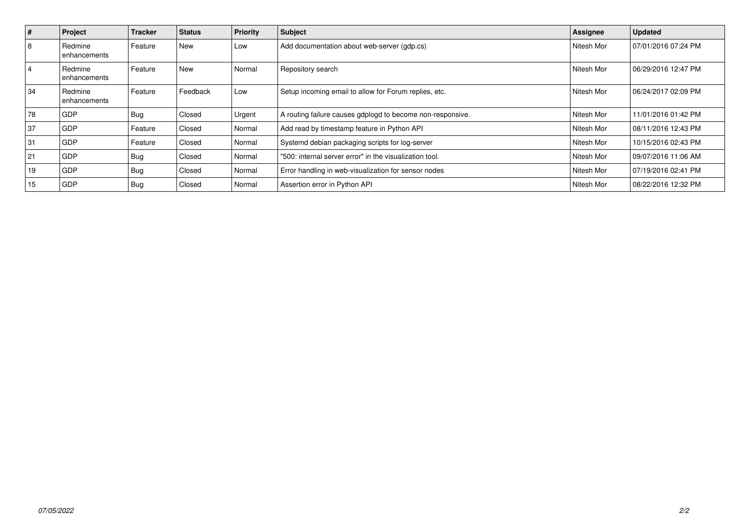| # | Project | Tracker | Status | Priority | Subject | Assignee | Updated |
|---|---|---|---|---|---|---|---|
| 8 | Redmine enhancements | Feature | New | Low | Add documentation about web-server (gdp.cs) | Nitesh Mor | 07/01/2016 07:24 PM |
| 4 | Redmine enhancements | Feature | New | Normal | Repository search | Nitesh Mor | 06/29/2016 12:47 PM |
| 34 | Redmine enhancements | Feature | Feedback | Low | Setup incoming email to allow for Forum replies, etc. | Nitesh Mor | 06/24/2017 02:09 PM |
| 78 | GDP | Bug | Closed | Urgent | A routing failure causes gdplogd to become non-responsive. | Nitesh Mor | 11/01/2016 01:42 PM |
| 37 | GDP | Feature | Closed | Normal | Add read by timestamp feature in Python API | Nitesh Mor | 08/11/2016 12:43 PM |
| 31 | GDP | Feature | Closed | Normal | Systemd debian packaging scripts for log-server | Nitesh Mor | 10/15/2016 02:43 PM |
| 21 | GDP | Bug | Closed | Normal | "500: internal server error" in the visualization tool. | Nitesh Mor | 09/07/2016 11:06 AM |
| 19 | GDP | Bug | Closed | Normal | Error handling in web-visualization for sensor nodes | Nitesh Mor | 07/19/2016 02:41 PM |
| 15 | GDP | Bug | Closed | Normal | Assertion error in Python API | Nitesh Mor | 08/22/2016 12:32 PM |

*07/05/2022*